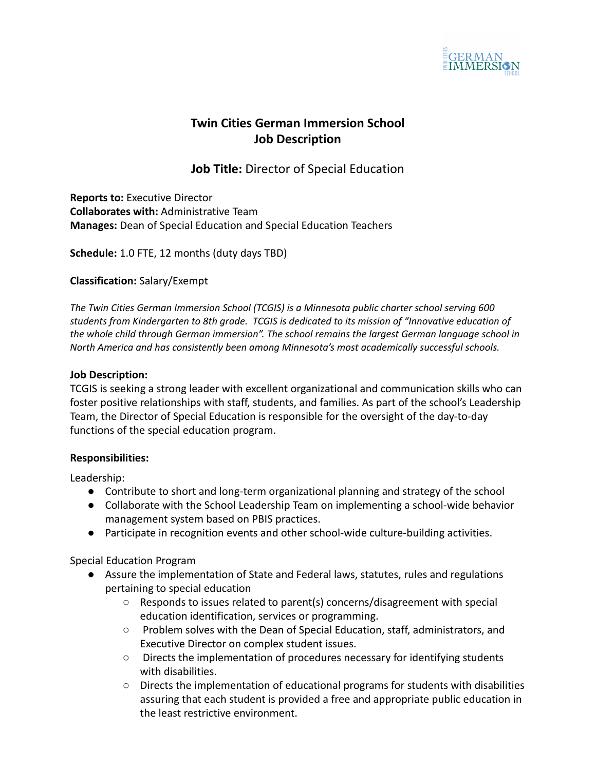# Twin Cities German Immersion School
# Job Description

## **Job Title:** Director of Special Education

**Reports to:** Executive Director
**Collaborates with:** Administrative Team
**Manages:** Dean of Special Education and Special Education Teachers

**Schedule:** 1.0 FTE, 12 months (duty days TBD)

**Classification:** Salary/Exempt

*The Twin Cities German Immersion School (TCGIS) is a Minnesota public charter school serving 600 students from Kindergarten to 8th grade. TCGIS is dedicated to its mission of "Innovative education of the whole child through German immersion". The school remains the largest German language school in North America and has consistently been among Minnesota's most academically successful schools.*

**Job Description:**
TCGIS is seeking a strong leader with excellent organizational and communication skills who can foster positive relationships with staff, students, and families. As part of the school's Leadership Team, the Director of Special Education is responsible for the oversight of the day-to-day functions of the special education program.

**Responsibilities:**

Leadership:

- Contribute to short and long-term organizational planning and strategy of the school
- Collaborate with the School Leadership Team on implementing a school-wide behavior management system based on PBIS practices.
- Participate in recognition events and other school-wide culture-building activities.

Special Education Program

- Assure the implementation of State and Federal laws, statutes, rules and regulations pertaining to special education
  - Responds to issues related to parent(s) concerns/disagreement with special education identification, services or programming.
  - Problem solves with the Dean of Special Education, staff, administrators, and Executive Director on complex student issues.
  - Directs the implementation of procedures necessary for identifying students with disabilities.
  - Directs the implementation of educational programs for students with disabilities assuring that each student is provided a free and appropriate public education in the least restrictive environment.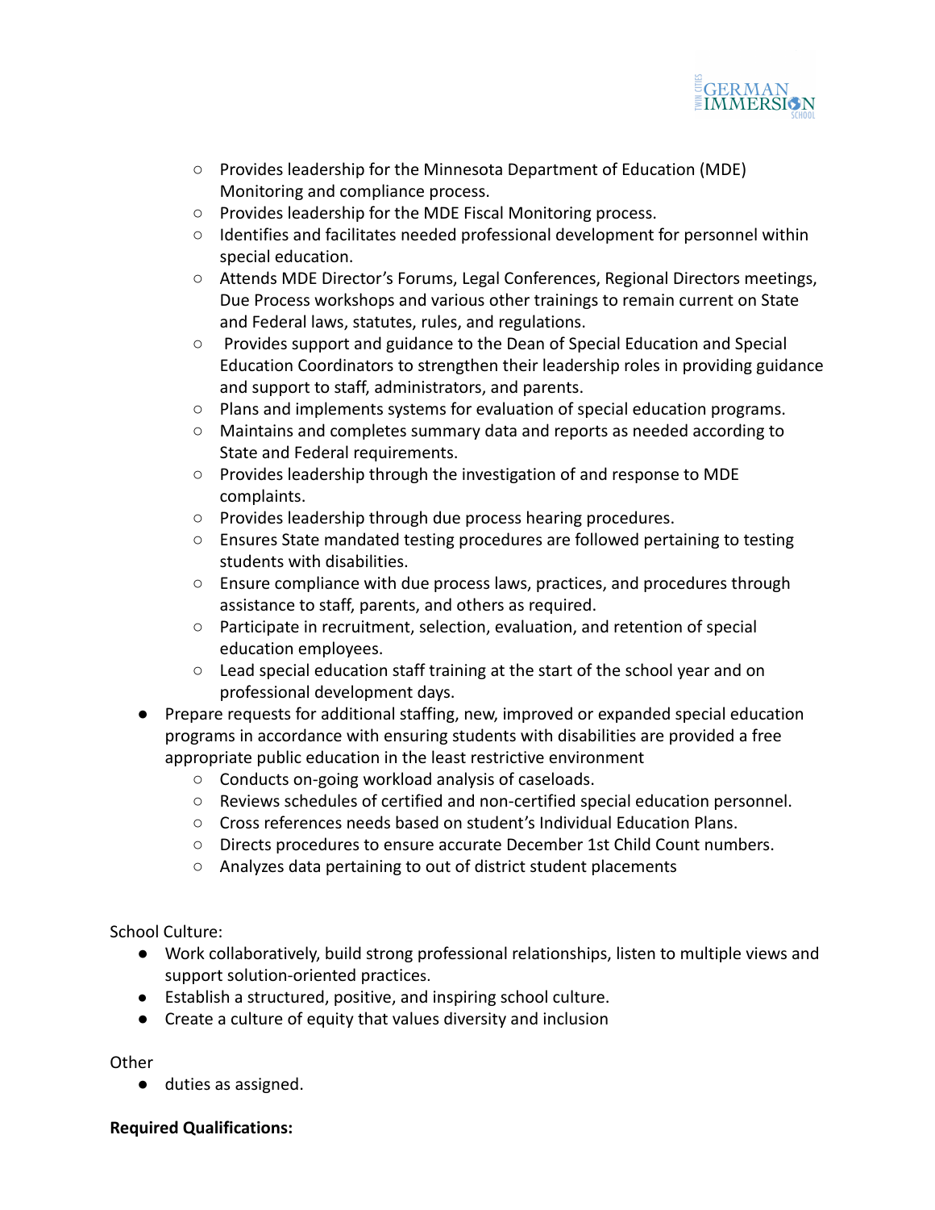- Provides leadership for the Minnesota Department of Education (MDE) Monitoring and compliance process.
    - Provides leadership for the MDE Fiscal Monitoring process.
    - Identifies and facilitates needed professional development for personnel within special education.
    - Attends MDE Director's Forums, Legal Conferences, Regional Directors meetings, Due Process workshops and various other trainings to remain current on State and Federal laws, statutes, rules, and regulations.
    - Provides support and guidance to the Dean of Special Education and Special Education Coordinators to strengthen their leadership roles in providing guidance and support to staff, administrators, and parents.
    - Plans and implements systems for evaluation of special education programs.
    - Maintains and completes summary data and reports as needed according to State and Federal requirements.
    - Provides leadership through the investigation of and response to MDE complaints.
    - Provides leadership through due process hearing procedures.
    - Ensures State mandated testing procedures are followed pertaining to testing students with disabilities.
    - Ensure compliance with due process laws, practices, and procedures through assistance to staff, parents, and others as required.
    - Participate in recruitment, selection, evaluation, and retention of special education employees.
    - Lead special education staff training at the start of the school year and on professional development days.
- Prepare requests for additional staffing, new, improved or expanded special education programs in accordance with ensuring students with disabilities are provided a free appropriate public education in the least restrictive environment
    - Conducts on-going workload analysis of caseloads.
    - Reviews schedules of certified and non-certified special education personnel.
    - Cross references needs based on student's Individual Education Plans.
    - Directs procedures to ensure accurate December 1st Child Count numbers.
    - Analyzes data pertaining to out of district student placements

School Culture:

- Work collaboratively, build strong professional relationships, listen to multiple views and support solution-oriented practices.
- Establish a structured, positive, and inspiring school culture.
- Create a culture of equity that values diversity and inclusion

Other

- duties as assigned.

**Required Qualifications:**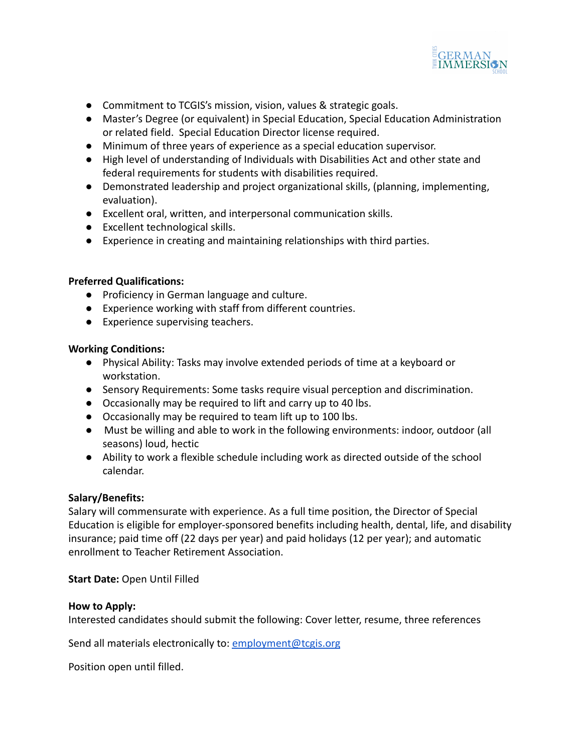- Commitment to TCGIS's mission, vision, values & strategic goals.
- Master's Degree (or equivalent) in Special Education, Special Education Administration or related field. Special Education Director license required.
- Minimum of three years of experience as a special education supervisor.
- High level of understanding of Individuals with Disabilities Act and other state and federal requirements for students with disabilities required.
- Demonstrated leadership and project organizational skills, (planning, implementing, evaluation).
- Excellent oral, written, and interpersonal communication skills.
- Excellent technological skills.
- Experience in creating and maintaining relationships with third parties.

**Preferred Qualifications:**

- Proficiency in German language and culture.
- Experience working with staff from different countries.
- Experience supervising teachers.

**Working Conditions:**

- Physical Ability: Tasks may involve extended periods of time at a keyboard or workstation.
- Sensory Requirements: Some tasks require visual perception and discrimination.
- Occasionally may be required to lift and carry up to 40 lbs.
- Occasionally may be required to team lift up to 100 lbs.
- Must be willing and able to work in the following environments: indoor, outdoor (all seasons) loud, hectic
- Ability to work a flexible schedule including work as directed outside of the school calendar.

**Salary/Benefits:**

Salary will commensurate with experience. As a full time position, the Director of Special Education is eligible for employer-sponsored benefits including health, dental, life, and disability insurance; paid time off (22 days per year) and paid holidays (12 per year); and automatic enrollment to Teacher Retirement Association.

**Start Date:** Open Until Filled

**How to Apply:**

Interested candidates should submit the following: Cover letter, resume, three references

Send all materials electronically to: employment@tcgis.org

Position open until filled.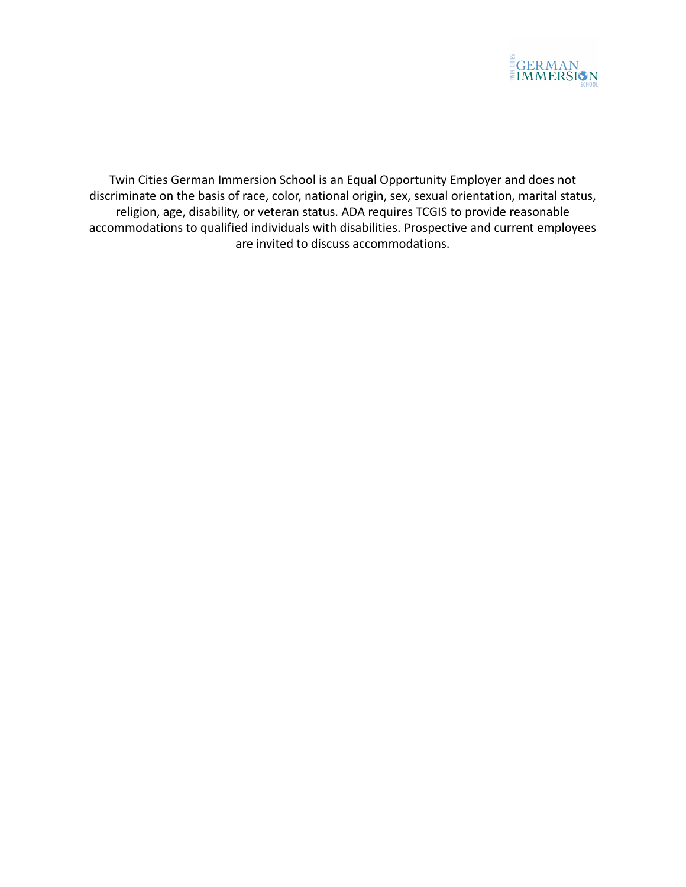Twin Cities German Immersion School is an Equal Opportunity Employer and does not discriminate on the basis of race, color, national origin, sex, sexual orientation, marital status, religion, age, disability, or veteran status. ADA requires TCGIS to provide reasonable accommodations to qualified individuals with disabilities. Prospective and current employees are invited to discuss accommodations.